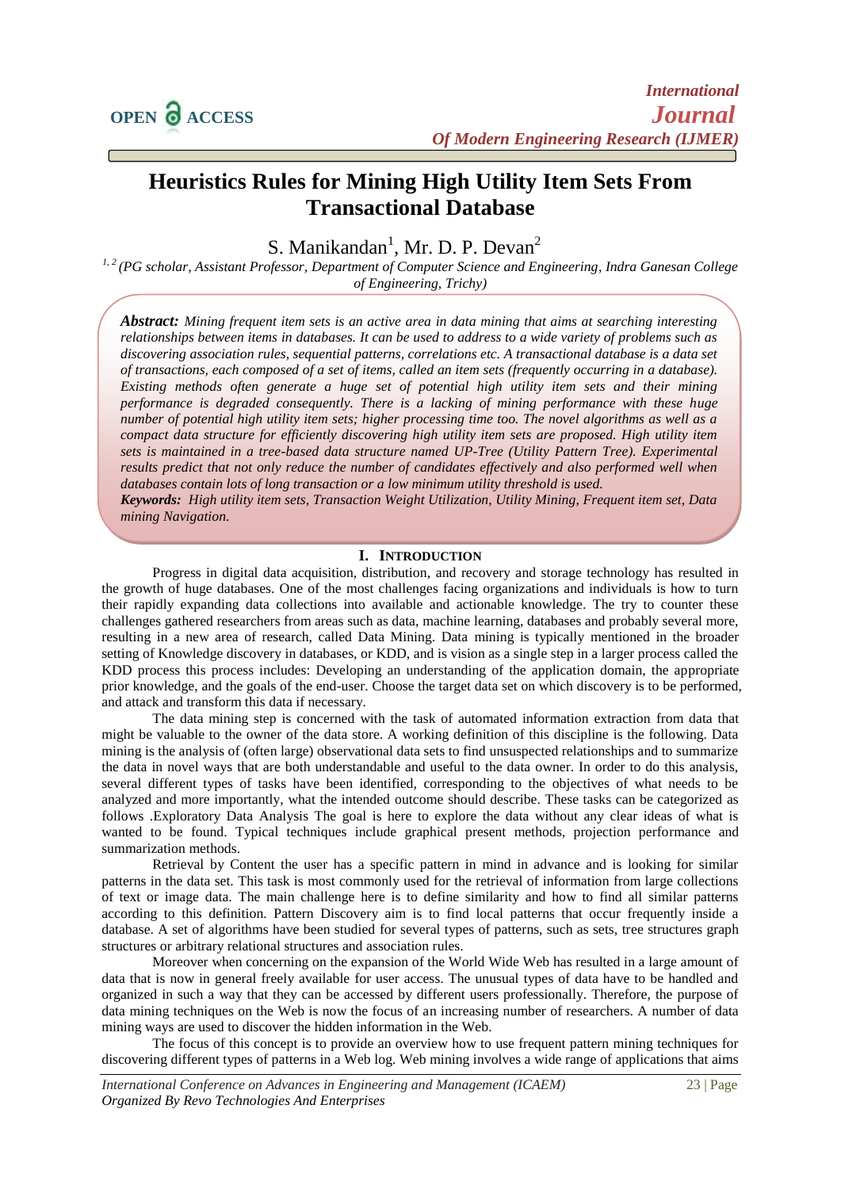# Heuristics Rules for Mining High Utility Item Sets From Transactional Database

S. Manikandan[1], Mr. D. P. Devan[2]

[1,2] *(PG scholar, Assistant Professor, Department of Computer Science and Engineering, Indra Ganesan College of Engineering, Trichy)*

***Abstract:*** *Mining frequent item sets is an active area in data mining that aims at searching interesting relationships between items in databases. It can be used to address to a wide variety of problems such as discovering association rules, sequential patterns, correlations etc. A transactional database is a data set of transactions, each composed of a set of items, called an item sets (frequently occurring in a database). Existing methods often generate a huge set of potential high utility item sets and their mining performance is degraded consequently. There is a lacking of mining performance with these huge number of potential high utility item sets; higher processing time too. The novel algorithms as well as a compact data structure for efficiently discovering high utility item sets are proposed. High utility item sets is maintained in a tree-based data structure named UP-Tree (Utility Pattern Tree). Experimental results predict that not only reduce the number of candidates effectively and also performed well when databases contain lots of long transaction or a low minimum utility threshold is used.*

***Keywords:*** *High utility item sets, Transaction Weight Utilization, Utility Mining, Frequent item set, Data mining Navigation.*

## I. Introduction

Progress in digital data acquisition, distribution, and recovery and storage technology has resulted in the growth of huge databases. One of the most challenges facing organizations and individuals is how to turn their rapidly expanding data collections into available and actionable knowledge. The try to counter these challenges gathered researchers from areas such as data, machine learning, databases and probably several more, resulting in a new area of research, called Data Mining. Data mining is typically mentioned in the broader setting of Knowledge discovery in databases, or KDD, and is vision as a single step in a larger process called the KDD process this process includes: Developing an understanding of the application domain, the appropriate prior knowledge, and the goals of the end-user. Choose the target data set on which discovery is to be performed, and attack and transform this data if necessary.

The data mining step is concerned with the task of automated information extraction from data that might be valuable to the owner of the data store. A working definition of this discipline is the following. Data mining is the analysis of (often large) observational data sets to find unsuspected relationships and to summarize the data in novel ways that are both understandable and useful to the data owner. In order to do this analysis, several different types of tasks have been identified, corresponding to the objectives of what needs to be analyzed and more importantly, what the intended outcome should describe. These tasks can be categorized as follows .Exploratory Data Analysis The goal is here to explore the data without any clear ideas of what is wanted to be found. Typical techniques include graphical present methods, projection performance and summarization methods.

Retrieval by Content the user has a specific pattern in mind in advance and is looking for similar patterns in the data set. This task is most commonly used for the retrieval of information from large collections of text or image data. The main challenge here is to define similarity and how to find all similar patterns according to this definition. Pattern Discovery aim is to find local patterns that occur frequently inside a database. A set of algorithms have been studied for several types of patterns, such as sets, tree structures graph structures or arbitrary relational structures and association rules.

Moreover when concerning on the expansion of the World Wide Web has resulted in a large amount of data that is now in general freely available for user access. The unusual types of data have to be handled and organized in such a way that they can be accessed by different users professionally. Therefore, the purpose of data mining techniques on the Web is now the focus of an increasing number of researchers. A number of data mining ways are used to discover the hidden information in the Web.

The focus of this concept is to provide an overview how to use frequent pattern mining techniques for discovering different types of patterns in a Web log. Web mining involves a wide range of applications that aims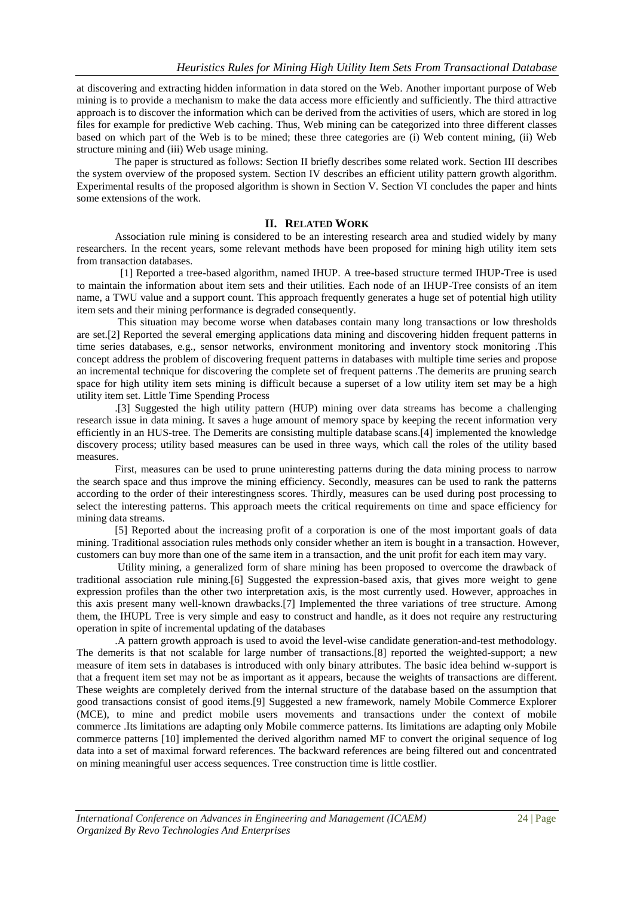at discovering and extracting hidden information in data stored on the Web. Another important purpose of Web mining is to provide a mechanism to make the data access more efficiently and sufficiently. The third attractive approach is to discover the information which can be derived from the activities of users, which are stored in log files for example for predictive Web caching. Thus, Web mining can be categorized into three different classes based on which part of the Web is to be mined; these three categories are (i) Web content mining, (ii) Web structure mining and (iii) Web usage mining.

The paper is structured as follows: Section II briefly describes some related work. Section III describes the system overview of the proposed system. Section IV describes an efficient utility pattern growth algorithm. Experimental results of the proposed algorithm is shown in Section V. Section VI concludes the paper and hints some extensions of the work.

## II. RELATED WORK

Association rule mining is considered to be an interesting research area and studied widely by many researchers. In the recent years, some relevant methods have been proposed for mining high utility item sets from transaction databases.

[1] Reported a tree-based algorithm, named IHUP. A tree-based structure termed IHUP-Tree is used to maintain the information about item sets and their utilities. Each node of an IHUP-Tree consists of an item name, a TWU value and a support count. This approach frequently generates a huge set of potential high utility item sets and their mining performance is degraded consequently.

This situation may become worse when databases contain many long transactions or low thresholds are set.[2] Reported the several emerging applications data mining and discovering hidden frequent patterns in time series databases, e.g., sensor networks, environment monitoring and inventory stock monitoring .This concept address the problem of discovering frequent patterns in databases with multiple time series and propose an incremental technique for discovering the complete set of frequent patterns .The demerits are pruning search space for high utility item sets mining is difficult because a superset of a low utility item set may be a high utility item set. Little Time Spending Process

.[3] Suggested the high utility pattern (HUP) mining over data streams has become a challenging research issue in data mining. It saves a huge amount of memory space by keeping the recent information very efficiently in an HUS-tree. The Demerits are consisting multiple database scans.[4] implemented the knowledge discovery process; utility based measures can be used in three ways, which call the roles of the utility based measures.

First, measures can be used to prune uninteresting patterns during the data mining process to narrow the search space and thus improve the mining efficiency. Secondly, measures can be used to rank the patterns according to the order of their interestingness scores. Thirdly, measures can be used during post processing to select the interesting patterns. This approach meets the critical requirements on time and space efficiency for mining data streams.

[5] Reported about the increasing profit of a corporation is one of the most important goals of data mining. Traditional association rules methods only consider whether an item is bought in a transaction. However, customers can buy more than one of the same item in a transaction, and the unit profit for each item may vary.

Utility mining, a generalized form of share mining has been proposed to overcome the drawback of traditional association rule mining.[6] Suggested the expression-based axis, that gives more weight to gene expression profiles than the other two interpretation axis, is the most currently used. However, approaches in this axis present many well-known drawbacks.[7] Implemented the three variations of tree structure. Among them, the IHUPL Tree is very simple and easy to construct and handle, as it does not require any restructuring operation in spite of incremental updating of the databases

.A pattern growth approach is used to avoid the level-wise candidate generation-and-test methodology. The demerits is that not scalable for large number of transactions.[8] reported the weighted-support; a new measure of item sets in databases is introduced with only binary attributes. The basic idea behind w-support is that a frequent item set may not be as important as it appears, because the weights of transactions are different. These weights are completely derived from the internal structure of the database based on the assumption that good transactions consist of good items.[9] Suggested a new framework, namely Mobile Commerce Explorer (MCE), to mine and predict mobile users movements and transactions under the context of mobile commerce .Its limitations are adapting only Mobile commerce patterns. Its limitations are adapting only Mobile commerce patterns [10] implemented the derived algorithm named MF to convert the original sequence of log data into a set of maximal forward references. The backward references are being filtered out and concentrated on mining meaningful user access sequences. Tree construction time is little costlier.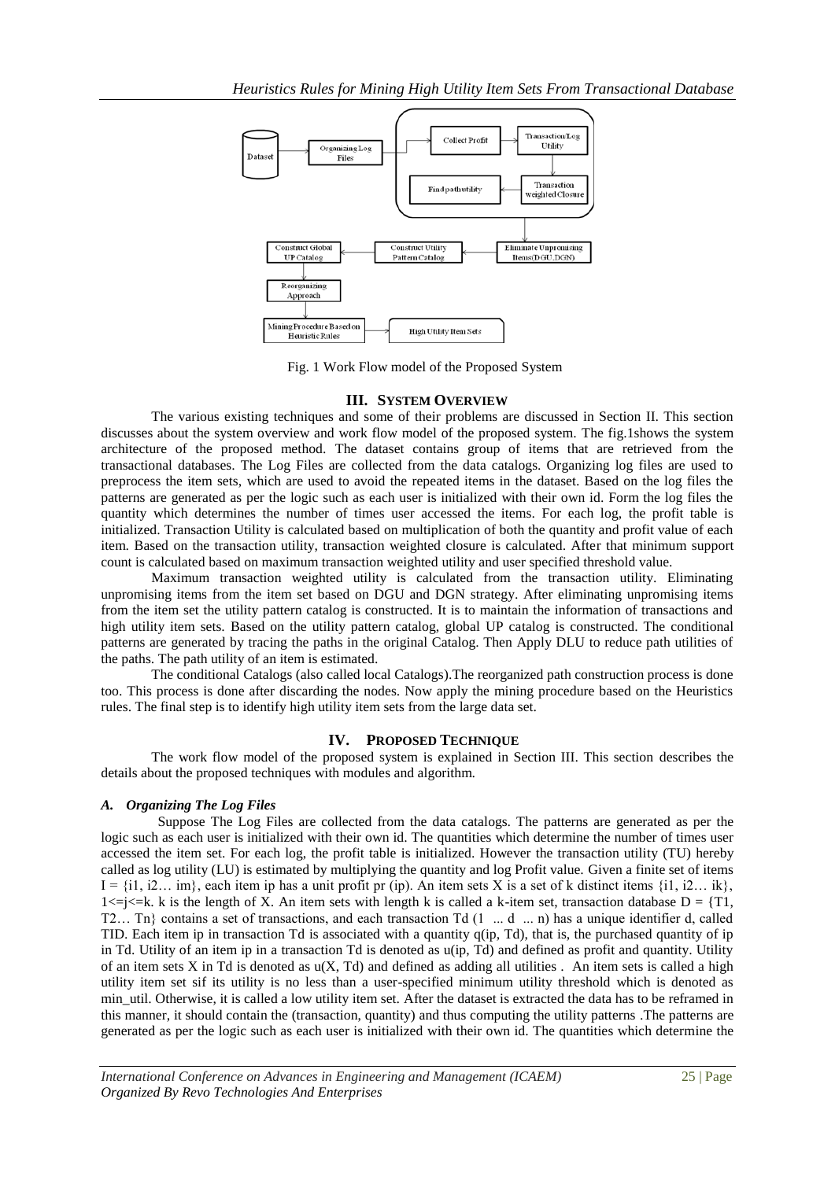Fig. 1 Work Flow model of the Proposed System

## III. SYSTEM OVERVIEW

The various existing techniques and some of their problems are discussed in Section II. This section discusses about the system overview and work flow model of the proposed system. The fig.1shows the system architecture of the proposed method. The dataset contains group of items that are retrieved from the transactional databases. The Log Files are collected from the data catalogs. Organizing log files are used to preprocess the item sets, which are used to avoid the repeated items in the dataset. Based on the log files the patterns are generated as per the logic such as each user is initialized with their own id. Form the log files the quantity which determines the number of times user accessed the items. For each log, the profit table is initialized. Transaction Utility is calculated based on multiplication of both the quantity and profit value of each item. Based on the transaction utility, transaction weighted closure is calculated. After that minimum support count is calculated based on maximum transaction weighted utility and user specified threshold value.

Maximum transaction weighted utility is calculated from the transaction utility. Eliminating unpromising items from the item set based on DGU and DGN strategy. After eliminating unpromising items from the item set the utility pattern catalog is constructed. It is to maintain the information of transactions and high utility item sets. Based on the utility pattern catalog, global UP catalog is constructed. The conditional patterns are generated by tracing the paths in the original Catalog. Then Apply DLU to reduce path utilities of the paths. The path utility of an item is estimated.

The conditional Catalogs (also called local Catalogs).The reorganized path construction process is done too. This process is done after discarding the nodes. Now apply the mining procedure based on the Heuristics rules. The final step is to identify high utility item sets from the large data set.

## IV. PROPOSED TECHNIQUE

The work flow model of the proposed system is explained in Section III. This section describes the details about the proposed techniques with modules and algorithm.

### *A. Organizing The Log Files*

Suppose The Log Files are collected from the data catalogs. The patterns are generated as per the logic such as each user is initialized with their own id. The quantities which determine the number of times user accessed the item set. For each log, the profit table is initialized. However the transaction utility (TU) hereby called as log utility (LU) is estimated by multiplying the quantity and log Profit value. Given a finite set of items I = {i1, i2… im}, each item ip has a unit profit pr (ip). An item sets X is a set of k distinct items {i1, i2… ik}, 1<=j<=k. k is the length of X. An item sets with length k is called a k-item set, transaction database D = {T1, T2… Tn} contains a set of transactions, and each transaction Td (1 ... d ... n) has a unique identifier d, called TID. Each item ip in transaction Td is associated with a quantity q(ip, Td), that is, the purchased quantity of ip in Td. Utility of an item ip in a transaction Td is denoted as u(ip, Td) and defined as profit and quantity. Utility of an item sets X in Td is denoted as u(X, Td) and defined as adding all utilities . An item sets is called a high utility item set sif its utility is no less than a user-specified minimum utility threshold which is denoted as min_util. Otherwise, it is called a low utility item set. After the dataset is extracted the data has to be reframed in this manner, it should contain the (transaction, quantity) and thus computing the utility patterns .The patterns are generated as per the logic such as each user is initialized with their own id. The quantities which determine the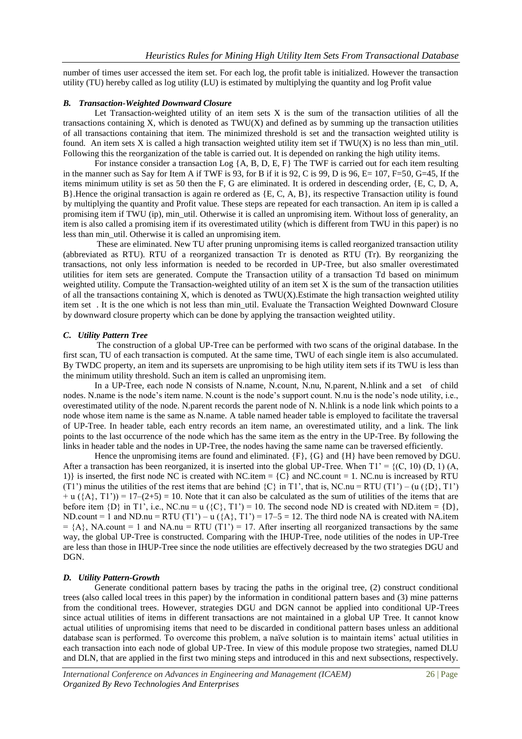number of times user accessed the item set. For each log, the profit table is initialized. However the transaction utility (TU) hereby called as log utility (LU) is estimated by multiplying the quantity and log Profit value

### *B. Transaction-Weighted Downward Closure*

Let Transaction-weighted utility of an item sets X is the sum of the transaction utilities of all the transactions containing X, which is denoted as TWU(X) and defined as by summing up the transaction utilities of all transactions containing that item. The minimized threshold is set and the transaction weighted utility is found. An item sets X is called a high transaction weighted utility item set if TWU(X) is no less than min_util. Following this the reorganization of the table is carried out. It is depended on ranking the high utility items.

For instance consider a transaction Log {A, B, D, E, F} The TWF is carried out for each item resulting in the manner such as Say for Item A if TWF is 93, for B if it is 92, C is 99, D is 96, E= 107, F=50, G=45, If the items minimum utility is set as 50 then the F, G are eliminated. It is ordered in descending order, {E, C, D, A, B}.Hence the original transaction is again re ordered as {E, C, A, B}, its respective Transaction utility is found by multiplying the quantity and Profit value. These steps are repeated for each transaction. An item ip is called a promising item if TWU (ip), min_util. Otherwise it is called an unpromising item. Without loss of generality, an item is also called a promising item if its overestimated utility (which is different from TWU in this paper) is no less than min_util. Otherwise it is called an unpromising item.

These are eliminated. New TU after pruning unpromising items is called reorganized transaction utility (abbreviated as RTU). RTU of a reorganized transaction Tr is denoted as RTU (Tr). By reorganizing the transactions, not only less information is needed to be recorded in UP-Tree, but also smaller overestimated utilities for item sets are generated. Compute the Transaction utility of a transaction Td based on minimum weighted utility. Compute the Transaction-weighted utility of an item set X is the sum of the transaction utilities of all the transactions containing X, which is denoted as TWU(X).Estimate the high transaction weighted utility item set . It is the one which is not less than min_util. Evaluate the Transaction Weighted Downward Closure by downward closure property which can be done by applying the transaction weighted utility.

### *C. Utility Pattern Tree*

The construction of a global UP-Tree can be performed with two scans of the original database. In the first scan, TU of each transaction is computed. At the same time, TWU of each single item is also accumulated. By TWDC property, an item and its supersets are unpromising to be high utility item sets if its TWU is less than the minimum utility threshold. Such an item is called an unpromising item.

In a UP-Tree, each node N consists of N.name, N.count, N.nu, N.parent, N.hlink and a set of child nodes. N.name is the node's item name. N.count is the node's support count. N.nu is the node's node utility, i.e., overestimated utility of the node. N.parent records the parent node of N. N.hlink is a node link which points to a node whose item name is the same as N.name. A table named header table is employed to facilitate the traversal of UP-Tree. In header table, each entry records an item name, an overestimated utility, and a link. The link points to the last occurrence of the node which has the same item as the entry in the UP-Tree. By following the links in header table and the nodes in UP-Tree, the nodes having the same name can be traversed efficiently.

Hence the unpromising items are found and eliminated. {F}, {G} and {H} have been removed by DGU. After a transaction has been reorganized, it is inserted into the global UP-Tree. When T1' = {(C, 10) (D, 1) (A, 1)} is inserted, the first node NC is created with NC.item = {C} and NC.count = 1. NC.nu is increased by RTU (T1') minus the utilities of the rest items that are behind {C} in T1', that is, NC.nu = RTU (T1') – (u ({D}, T1') + u ({A}, T1')) = 17–(2+5) = 10. Note that it can also be calculated as the sum of utilities of the items that are before item {D} in T1', i.e., NC.nu = u ({C}, T1') = 10. The second node ND is created with ND.item = {D}, ND.count = 1 and ND.nu = RTU (T1') – u ({A}, T1') = 17–5 = 12. The third node NA is created with NA.item = {A}, NA.count = 1 and NA.nu = RTU (T1') = 17. After inserting all reorganized transactions by the same way, the global UP-Tree is constructed. Comparing with the IHUP-Tree, node utilities of the nodes in UP-Tree are less than those in IHUP-Tree since the node utilities are effectively decreased by the two strategies DGU and DGN.

### *D. Utility Pattern-Growth*

Generate conditional pattern bases by tracing the paths in the original tree, (2) construct conditional trees (also called local trees in this paper) by the information in conditional pattern bases and (3) mine patterns from the conditional trees. However, strategies DGU and DGN cannot be applied into conditional UP-Trees since actual utilities of items in different transactions are not maintained in a global UP Tree. It cannot know actual utilities of unpromising items that need to be discarded in conditional pattern bases unless an additional database scan is performed. To overcome this problem, a naïve solution is to maintain items' actual utilities in each transaction into each node of global UP-Tree. In view of this module propose two strategies, named DLU and DLN, that are applied in the first two mining steps and introduced in this and next subsections, respectively.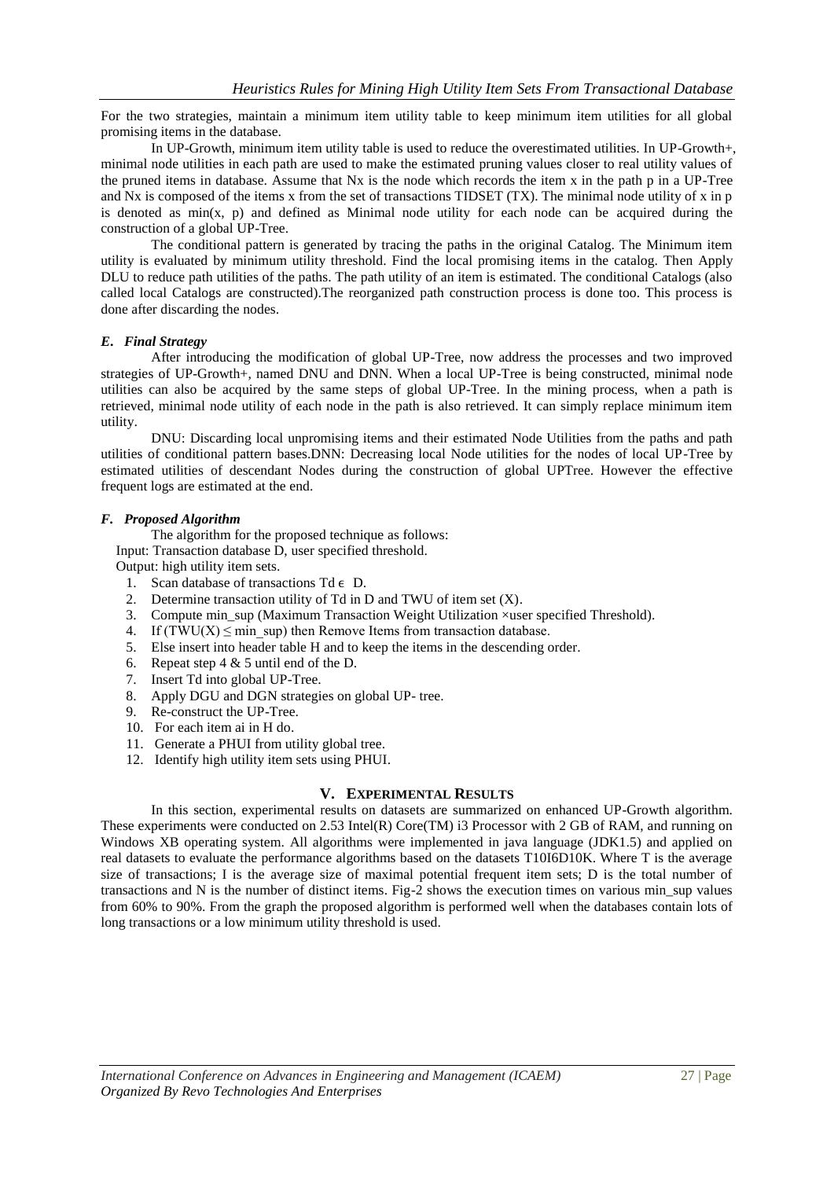For the two strategies, maintain a minimum item utility table to keep minimum item utilities for all global promising items in the database.

In UP-Growth, minimum item utility table is used to reduce the overestimated utilities. In UP-Growth+, minimal node utilities in each path are used to make the estimated pruning values closer to real utility values of the pruned items in database. Assume that Nx is the node which records the item x in the path p in a UP-Tree and Nx is composed of the items x from the set of transactions TIDSET (TX). The minimal node utility of x in p is denoted as min(x, p) and defined as Minimal node utility for each node can be acquired during the construction of a global UP-Tree.

The conditional pattern is generated by tracing the paths in the original Catalog. The Minimum item utility is evaluated by minimum utility threshold. Find the local promising items in the catalog. Then Apply DLU to reduce path utilities of the paths. The path utility of an item is estimated. The conditional Catalogs (also called local Catalogs are constructed).The reorganized path construction process is done too. This process is done after discarding the nodes.

### *E. Final Strategy*

After introducing the modification of global UP-Tree, now address the processes and two improved strategies of UP-Growth+, named DNU and DNN. When a local UP-Tree is being constructed, minimal node utilities can also be acquired by the same steps of global UP-Tree. In the mining process, when a path is retrieved, minimal node utility of each node in the path is also retrieved. It can simply replace minimum item utility.

DNU: Discarding local unpromising items and their estimated Node Utilities from the paths and path utilities of conditional pattern bases.DNN: Decreasing local Node utilities for the nodes of local UP-Tree by estimated utilities of descendant Nodes during the construction of global UPTree. However the effective frequent logs are estimated at the end.

### *F. Proposed Algorithm*

The algorithm for the proposed technique as follows:

Input: Transaction database D, user specified threshold.

Output: high utility item sets.

1. Scan database of transactions Td $\epsilon$ D.
2. Determine transaction utility of Td in D and TWU of item set (X).
3. Compute min_sup (Maximum Transaction Weight Utilization ×user specified Threshold).
4. If (TWU(X) $\leq$ min_sup) then Remove Items from transaction database.
5. Else insert into header table H and to keep the items in the descending order.
6. Repeat step 4 & 5 until end of the D.
7. Insert Td into global UP-Tree.
8. Apply DGU and DGN strategies on global UP- tree.
9. Re-construct the UP-Tree.
10. For each item ai in H do.
11. Generate a PHUI from utility global tree.
12. Identify high utility item sets using PHUI.

## V. Experimental Results

In this section, experimental results on datasets are summarized on enhanced UP-Growth algorithm. These experiments were conducted on 2.53 Intel(R) Core(TM) i3 Processor with 2 GB of RAM, and running on Windows XB operating system. All algorithms were implemented in java language (JDK1.5) and applied on real datasets to evaluate the performance algorithms based on the datasets T10I6D10K. Where T is the average size of transactions; I is the average size of maximal potential frequent item sets; D is the total number of transactions and N is the number of distinct items. Fig-2 shows the execution times on various min_sup values from 60% to 90%. From the graph the proposed algorithm is performed well when the databases contain lots of long transactions or a low minimum utility threshold is used.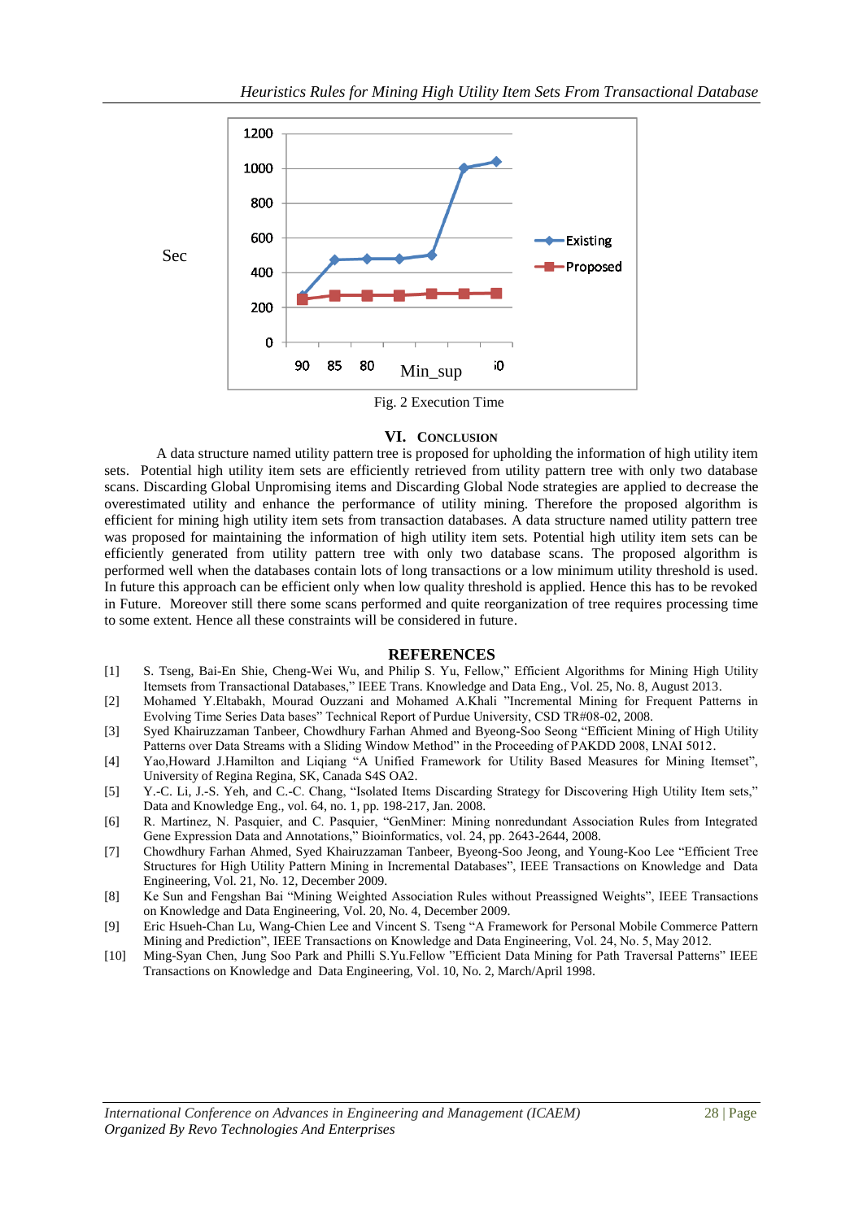Sec

1200
1000
800
600
400
200
0

90 85 80 Min_sup ;0

Existing
Proposed

Fig. 2 Execution Time

## VI. Conclusion

A data structure named utility pattern tree is proposed for upholding the information of high utility item sets. Potential high utility item sets are efficiently retrieved from utility pattern tree with only two database scans. Discarding Global Unpromising items and Discarding Global Node strategies are applied to decrease the overestimated utility and enhance the performance of utility mining. Therefore the proposed algorithm is efficient for mining high utility item sets from transaction databases. A data structure named utility pattern tree was proposed for maintaining the information of high utility item sets. Potential high utility item sets can be efficiently generated from utility pattern tree with only two database scans. The proposed algorithm is performed well when the databases contain lots of long transactions or a low minimum utility threshold is used. In future this approach can be efficient only when low quality threshold is applied. Hence this has to be revoked in Future. Moreover still there some scans performed and quite reorganization of tree requires processing time to some extent. Hence all these constraints will be considered in future.

## REFERENCES

[1] S. Tseng, Bai-En Shie, Cheng-Wei Wu, and Philip S. Yu, Fellow," Efficient Algorithms for Mining High Utility Itemsets from Transactional Databases," IEEE Trans. Knowledge and Data Eng., Vol. 25, No. 8, August 2013.

[2] Mohamed Y.Eltabakh, Mourad Ouzzani and Mohamed A.Khali "Incremental Mining for Frequent Patterns in Evolving Time Series Data bases" Technical Report of Purdue University, CSD TR#08-02, 2008.

[3] Syed Khairuzzaman Tanbeer, Chowdhury Farhan Ahmed and Byeong-Soo Seong "Efficient Mining of High Utility Patterns over Data Streams with a Sliding Window Method" in the Proceeding of PAKDD 2008, LNAI 5012.

[4] Yao,Howard J.Hamilton and Liqiang "A Unified Framework for Utility Based Measures for Mining Itemset", University of Regina Regina, SK, Canada S4S OA2.

[5] Y.-C. Li, J.-S. Yeh, and C.-C. Chang, "Isolated Items Discarding Strategy for Discovering High Utility Item sets," Data and Knowledge Eng., vol. 64, no. 1, pp. 198-217, Jan. 2008.

[6] R. Martinez, N. Pasquier, and C. Pasquier, "GenMiner: Mining nonredundant Association Rules from Integrated Gene Expression Data and Annotations," Bioinformatics, vol. 24, pp. 2643-2644, 2008.

[7] Chowdhury Farhan Ahmed, Syed Khairuzzaman Tanbeer, Byeong-Soo Jeong, and Young-Koo Lee "Efficient Tree Structures for High Utility Pattern Mining in Incremental Databases", IEEE Transactions on Knowledge and Data Engineering, Vol. 21, No. 12, December 2009.

[8] Ke Sun and Fengshan Bai "Mining Weighted Association Rules without Preassigned Weights", IEEE Transactions on Knowledge and Data Engineering, Vol. 20, No. 4, December 2009.

[9] Eric Hsueh-Chan Lu, Wang-Chien Lee and Vincent S. Tseng "A Framework for Personal Mobile Commerce Pattern Mining and Prediction", IEEE Transactions on Knowledge and Data Engineering, Vol. 24, No. 5, May 2012.

[10] Ming-Syan Chen, Jung Soo Park and Philli S.Yu.Fellow "Efficient Data Mining for Path Traversal Patterns" IEEE Transactions on Knowledge and Data Engineering, Vol. 10, No. 2, March/April 1998.